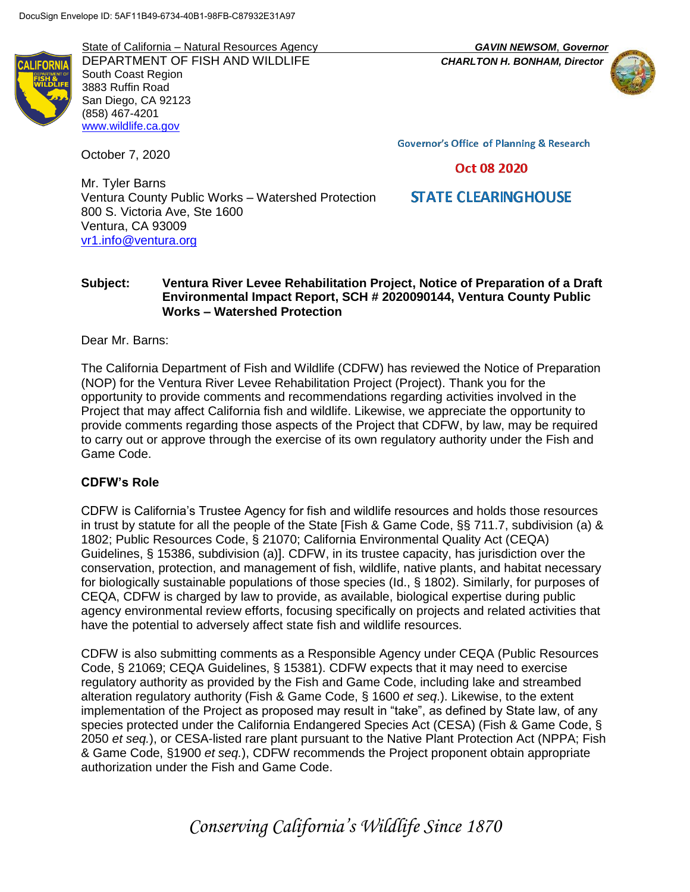DocuSign Envelope ID: 5AF11B49-6734-40B1-98FB-C87932E31A97

State of California – Natural Resources Agency
DEPARTMENT OF FISH AND WILDLIFE
South Coast Region
3883 Ruffin Road
San Diego, CA 92123
(858) 467-4201
www.wildlife.ca.gov

***GAVIN NEWSOM*, Governor**
***CHARLTON H. BONHAM, Director***

Governor's Office of Planning & Research

Oct 08 2020

STATE CLEARINGHOUSE

October 7, 2020

Mr. Tyler Barns
Ventura County Public Works – Watershed Protection
800 S. Victoria Ave, Ste 1600
Ventura, CA 93009
vr1.info@ventura.org

**Subject: Ventura River Levee Rehabilitation Project, Notice of Preparation of a Draft Environmental Impact Report, SCH # 2020090144, Ventura County Public Works – Watershed Protection**

Dear Mr. Barns:

The California Department of Fish and Wildlife (CDFW) has reviewed the Notice of Preparation (NOP) for the Ventura River Levee Rehabilitation Project (Project). Thank you for the opportunity to provide comments and recommendations regarding activities involved in the Project that may affect California fish and wildlife. Likewise, we appreciate the opportunity to provide comments regarding those aspects of the Project that CDFW, by law, may be required to carry out or approve through the exercise of its own regulatory authority under the Fish and Game Code.

**CDFW's Role**

CDFW is California's Trustee Agency for fish and wildlife resources and holds those resources in trust by statute for all the people of the State [Fish & Game Code, §§ 711.7, subdivision (a) & 1802; Public Resources Code, § 21070; California Environmental Quality Act (CEQA) Guidelines, § 15386, subdivision (a)]. CDFW, in its trustee capacity, has jurisdiction over the conservation, protection, and management of fish, wildlife, native plants, and habitat necessary for biologically sustainable populations of those species (Id., § 1802). Similarly, for purposes of CEQA, CDFW is charged by law to provide, as available, biological expertise during public agency environmental review efforts, focusing specifically on projects and related activities that have the potential to adversely affect state fish and wildlife resources.

CDFW is also submitting comments as a Responsible Agency under CEQA (Public Resources Code, § 21069; CEQA Guidelines, § 15381). CDFW expects that it may need to exercise regulatory authority as provided by the Fish and Game Code, including lake and streambed alteration regulatory authority (Fish & Game Code, § 1600 *et seq*.). Likewise, to the extent implementation of the Project as proposed may result in "take", as defined by State law, of any species protected under the California Endangered Species Act (CESA) (Fish & Game Code, § 2050 *et seq.*), or CESA-listed rare plant pursuant to the Native Plant Protection Act (NPPA; Fish & Game Code, §1900 *et seq.*), CDFW recommends the Project proponent obtain appropriate authorization under the Fish and Game Code.

*Conserving California's Wildlife Since 1870*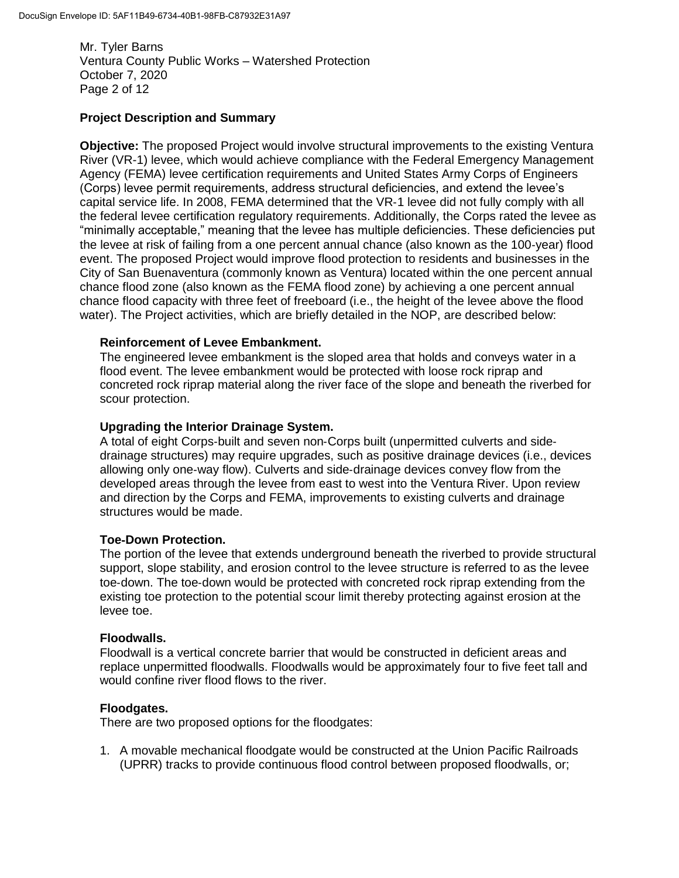## Project Description and Summary

**Objective:** The proposed Project would involve structural improvements to the existing Ventura River (VR-1) levee, which would achieve compliance with the Federal Emergency Management Agency (FEMA) levee certification requirements and United States Army Corps of Engineers (Corps) levee permit requirements, address structural deficiencies, and extend the levee's capital service life. In 2008, FEMA determined that the VR-1 levee did not fully comply with all the federal levee certification regulatory requirements. Additionally, the Corps rated the levee as "minimally acceptable," meaning that the levee has multiple deficiencies. These deficiencies put the levee at risk of failing from a one percent annual chance (also known as the 100-year) flood event. The proposed Project would improve flood protection to residents and businesses in the City of San Buenaventura (commonly known as Ventura) located within the one percent annual chance flood zone (also known as the FEMA flood zone) by achieving a one percent annual chance flood capacity with three feet of freeboard (i.e., the height of the levee above the flood water). The Project activities, which are briefly detailed in the NOP, are described below:

### Reinforcement of Levee Embankment.

The engineered levee embankment is the sloped area that holds and conveys water in a flood event. The levee embankment would be protected with loose rock riprap and concreted rock riprap material along the river face of the slope and beneath the riverbed for scour protection.

### Upgrading the Interior Drainage System.

A total of eight Corps-built and seven non-Corps built (unpermitted culverts and side-drainage structures) may require upgrades, such as positive drainage devices (i.e., devices allowing only one-way flow). Culverts and side-drainage devices convey flow from the developed areas through the levee from east to west into the Ventura River. Upon review and direction by the Corps and FEMA, improvements to existing culverts and drainage structures would be made.

### Toe-Down Protection.

The portion of the levee that extends underground beneath the riverbed to provide structural support, slope stability, and erosion control to the levee structure is referred to as the levee toe-down. The toe-down would be protected with concreted rock riprap extending from the existing toe protection to the potential scour limit thereby protecting against erosion at the levee toe.

### Floodwalls.

Floodwall is a vertical concrete barrier that would be constructed in deficient areas and replace unpermitted floodwalls. Floodwalls would be approximately four to five feet tall and would confine river flood flows to the river.

### Floodgates.

There are two proposed options for the floodgates:

1. A movable mechanical floodgate would be constructed at the Union Pacific Railroads (UPRR) tracks to provide continuous flood control between proposed floodwalls, or;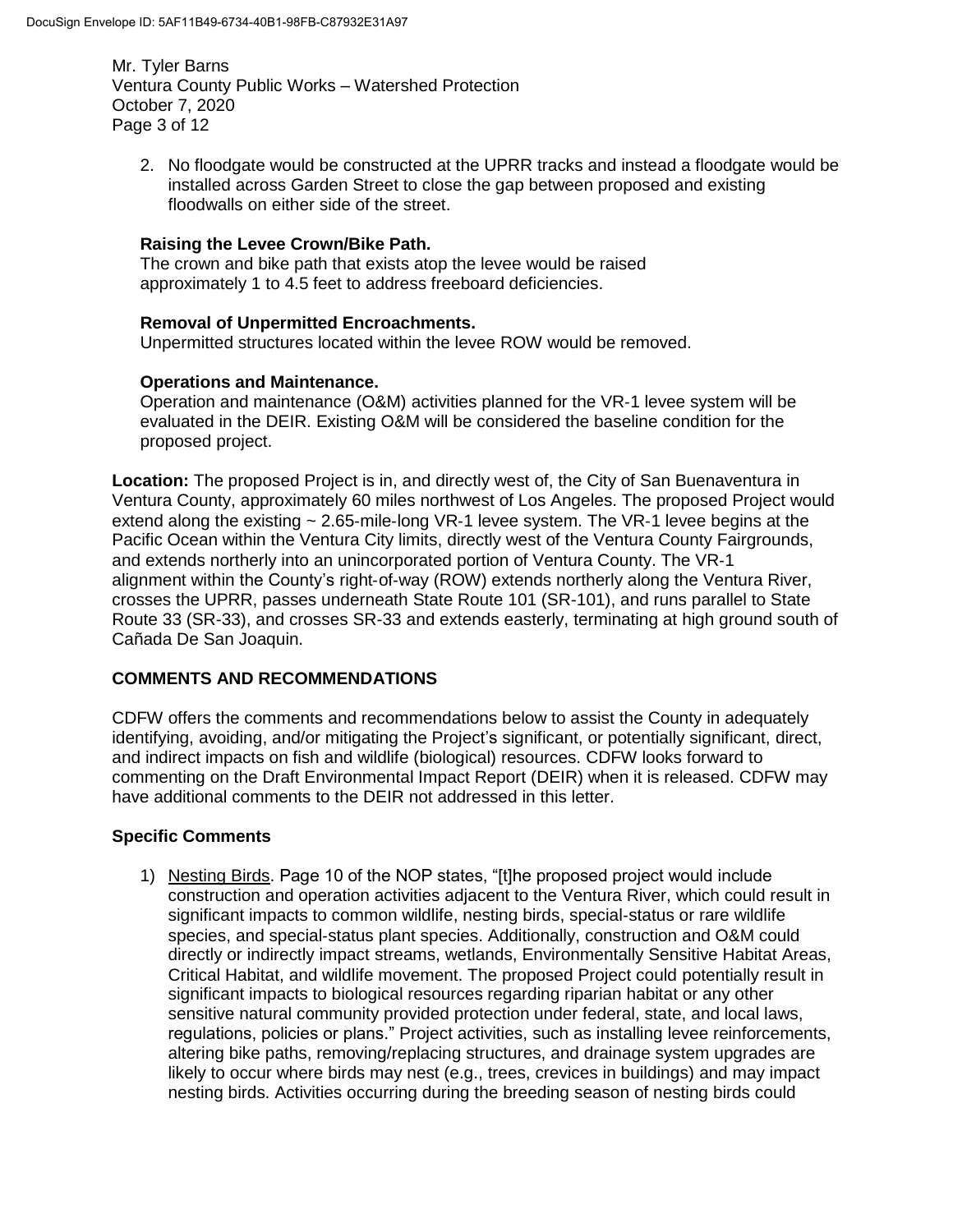2. No floodgate would be constructed at the UPRR tracks and instead a floodgate would be installed across Garden Street to close the gap between proposed and existing floodwalls on either side of the street.

**Raising the Levee Crown/Bike Path.**
The crown and bike path that exists atop the levee would be raised approximately 1 to 4.5 feet to address freeboard deficiencies.

**Removal of Unpermitted Encroachments.**
Unpermitted structures located within the levee ROW would be removed.

**Operations and Maintenance.**
Operation and maintenance (O&M) activities planned for the VR-1 levee system will be evaluated in the DEIR. Existing O&M will be considered the baseline condition for the proposed project.

**Location:** The proposed Project is in, and directly west of, the City of San Buenaventura in Ventura County, approximately 60 miles northwest of Los Angeles. The proposed Project would extend along the existing ~ 2.65-mile-long VR-1 levee system. The VR-1 levee begins at the Pacific Ocean within the Ventura City limits, directly west of the Ventura County Fairgrounds, and extends northerly into an unincorporated portion of Ventura County. The VR-1 alignment within the County's right-of-way (ROW) extends northerly along the Ventura River, crosses the UPRR, passes underneath State Route 101 (SR-101), and runs parallel to State Route 33 (SR-33), and crosses SR-33 and extends easterly, terminating at high ground south of Cañada De San Joaquin.

## COMMENTS AND RECOMMENDATIONS

CDFW offers the comments and recommendations below to assist the County in adequately identifying, avoiding, and/or mitigating the Project's significant, or potentially significant, direct, and indirect impacts on fish and wildlife (biological) resources. CDFW looks forward to commenting on the Draft Environmental Impact Report (DEIR) when it is released. CDFW may have additional comments to the DEIR not addressed in this letter.

### Specific Comments

1) Nesting Birds. Page 10 of the NOP states, "[t]he proposed project would include construction and operation activities adjacent to the Ventura River, which could result in significant impacts to common wildlife, nesting birds, special-status or rare wildlife species, and special-status plant species. Additionally, construction and O&M could directly or indirectly impact streams, wetlands, Environmentally Sensitive Habitat Areas, Critical Habitat, and wildlife movement. The proposed Project could potentially result in significant impacts to biological resources regarding riparian habitat or any other sensitive natural community provided protection under federal, state, and local laws, regulations, policies or plans." Project activities, such as installing levee reinforcements, altering bike paths, removing/replacing structures, and drainage system upgrades are likely to occur where birds may nest (e.g., trees, crevices in buildings) and may impact nesting birds. Activities occurring during the breeding season of nesting birds could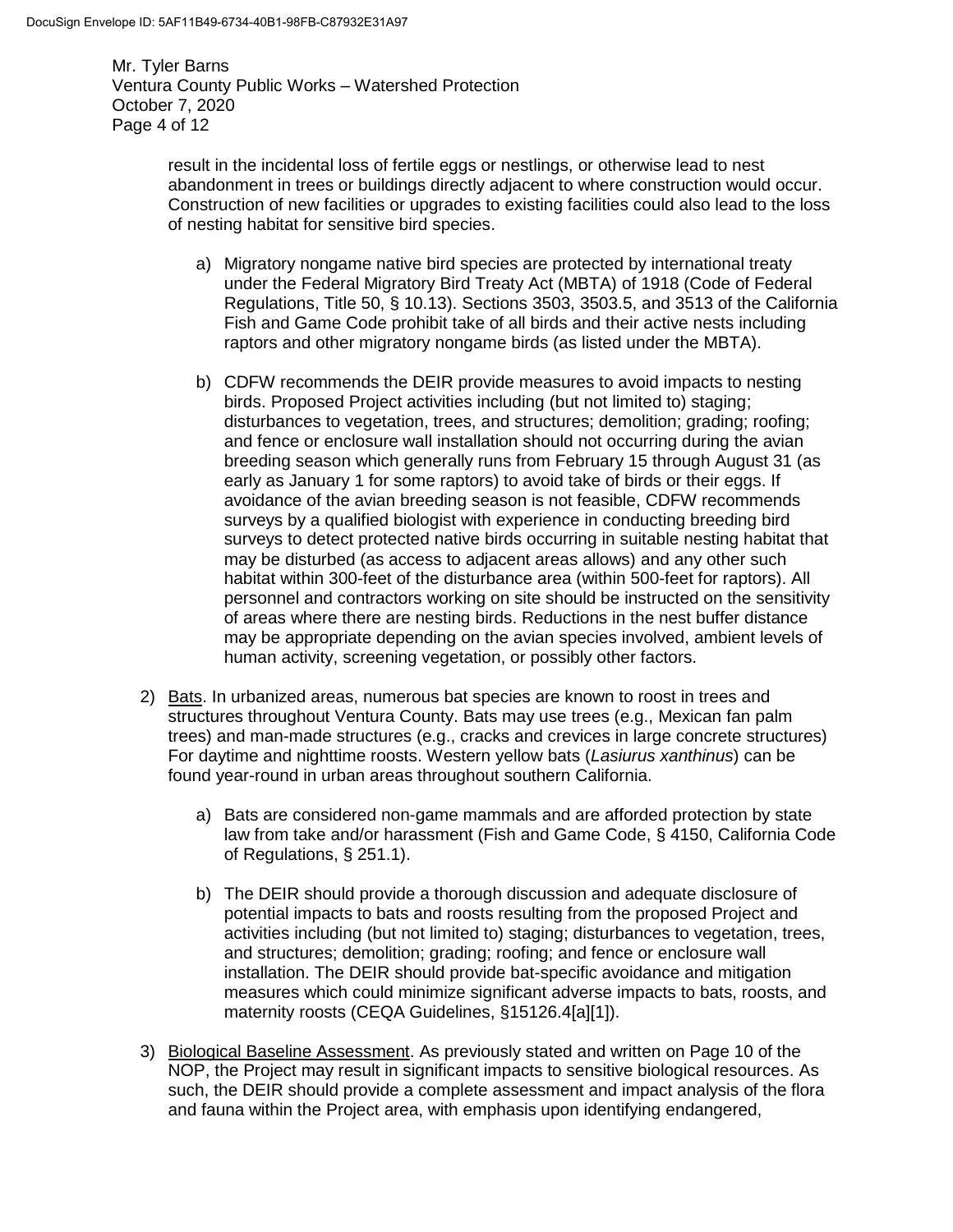result in the incidental loss of fertile eggs or nestlings, or otherwise lead to nest abandonment in trees or buildings directly adjacent to where construction would occur. Construction of new facilities or upgrades to existing facilities could also lead to the loss of nesting habitat for sensitive bird species.

   a) Migratory nongame native bird species are protected by international treaty under the Federal Migratory Bird Treaty Act (MBTA) of 1918 (Code of Federal Regulations, Title 50, § 10.13). Sections 3503, 3503.5, and 3513 of the California Fish and Game Code prohibit take of all birds and their active nests including raptors and other migratory nongame birds (as listed under the MBTA).

   b) CDFW recommends the DEIR provide measures to avoid impacts to nesting birds. Proposed Project activities including (but not limited to) staging; disturbances to vegetation, trees, and structures; demolition; grading; roofing; and fence or enclosure wall installation should not occurring during the avian breeding season which generally runs from February 15 through August 31 (as early as January 1 for some raptors) to avoid take of birds or their eggs. If avoidance of the avian breeding season is not feasible, CDFW recommends surveys by a qualified biologist with experience in conducting breeding bird surveys to detect protected native birds occurring in suitable nesting habitat that may be disturbed (as access to adjacent areas allows) and any other such habitat within 300-feet of the disturbance area (within 500-feet for raptors). All personnel and contractors working on site should be instructed on the sensitivity of areas where there are nesting birds. Reductions in the nest buffer distance may be appropriate depending on the avian species involved, ambient levels of human activity, screening vegetation, or possibly other factors.

2) <u>Bats</u>. In urbanized areas, numerous bat species are known to roost in trees and structures throughout Ventura County. Bats may use trees (e.g., Mexican fan palm trees) and man-made structures (e.g., cracks and crevices in large concrete structures) For daytime and nighttime roosts. Western yellow bats (*Lasiurus xanthinus*) can be found year-round in urban areas throughout southern California.

   a) Bats are considered non-game mammals and are afforded protection by state law from take and/or harassment (Fish and Game Code, § 4150, California Code of Regulations, § 251.1).

   b) The DEIR should provide a thorough discussion and adequate disclosure of potential impacts to bats and roosts resulting from the proposed Project and activities including (but not limited to) staging; disturbances to vegetation, trees, and structures; demolition; grading; roofing; and fence or enclosure wall installation. The DEIR should provide bat-specific avoidance and mitigation measures which could minimize significant adverse impacts to bats, roosts, and maternity roosts (CEQA Guidelines, §15126.4[a][1]).

3) <u>Biological Baseline Assessment</u>. As previously stated and written on Page 10 of the NOP, the Project may result in significant impacts to sensitive biological resources. As such, the DEIR should provide a complete assessment and impact analysis of the flora and fauna within the Project area, with emphasis upon identifying endangered,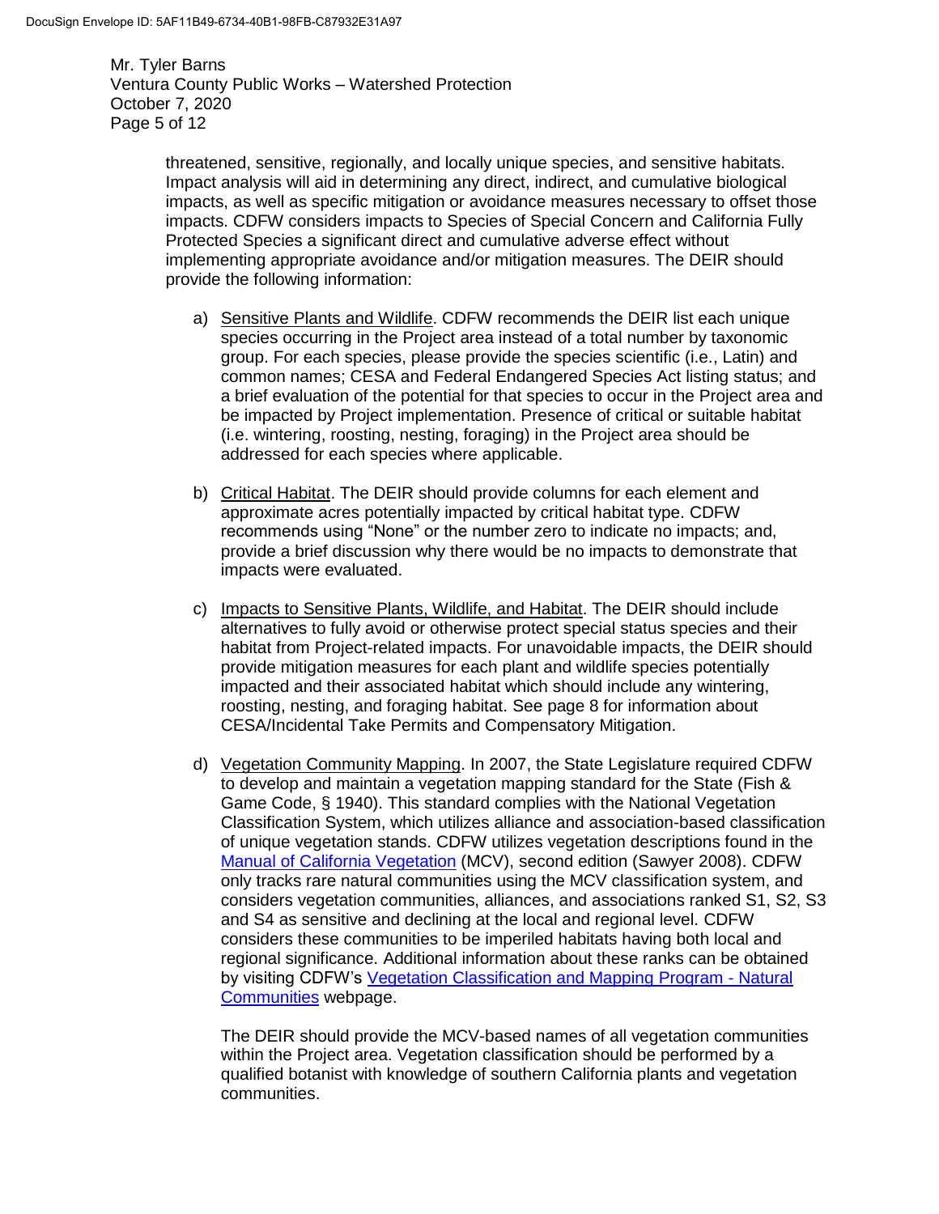threatened, sensitive, regionally, and locally unique species, and sensitive habitats. Impact analysis will aid in determining any direct, indirect, and cumulative biological impacts, as well as specific mitigation or avoidance measures necessary to offset those impacts. CDFW considers impacts to Species of Special Concern and California Fully Protected Species a significant direct and cumulative adverse effect without implementing appropriate avoidance and/or mitigation measures. The DEIR should provide the following information:

a) Sensitive Plants and Wildlife. CDFW recommends the DEIR list each unique species occurring in the Project area instead of a total number by taxonomic group. For each species, please provide the species scientific (i.e., Latin) and common names; CESA and Federal Endangered Species Act listing status; and a brief evaluation of the potential for that species to occur in the Project area and be impacted by Project implementation. Presence of critical or suitable habitat (i.e. wintering, roosting, nesting, foraging) in the Project area should be addressed for each species where applicable.

b) Critical Habitat. The DEIR should provide columns for each element and approximate acres potentially impacted by critical habitat type. CDFW recommends using "None" or the number zero to indicate no impacts; and, provide a brief discussion why there would be no impacts to demonstrate that impacts were evaluated.

c) Impacts to Sensitive Plants, Wildlife, and Habitat. The DEIR should include alternatives to fully avoid or otherwise protect special status species and their habitat from Project-related impacts. For unavoidable impacts, the DEIR should provide mitigation measures for each plant and wildlife species potentially impacted and their associated habitat which should include any wintering, roosting, nesting, and foraging habitat. See page 8 for information about CESA/Incidental Take Permits and Compensatory Mitigation.

d) Vegetation Community Mapping. In 2007, the State Legislature required CDFW to develop and maintain a vegetation mapping standard for the State (Fish & Game Code, § 1940). This standard complies with the National Vegetation Classification System, which utilizes alliance and association-based classification of unique vegetation stands. CDFW utilizes vegetation descriptions found in the Manual of California Vegetation (MCV), second edition (Sawyer 2008). CDFW only tracks rare natural communities using the MCV classification system, and considers vegetation communities, alliances, and associations ranked S1, S2, S3 and S4 as sensitive and declining at the local and regional level. CDFW considers these communities to be imperiled habitats having both local and regional significance. Additional information about these ranks can be obtained by visiting CDFW's Vegetation Classification and Mapping Program - Natural Communities webpage.

   The DEIR should provide the MCV-based names of all vegetation communities within the Project area. Vegetation classification should be performed by a qualified botanist with knowledge of southern California plants and vegetation communities.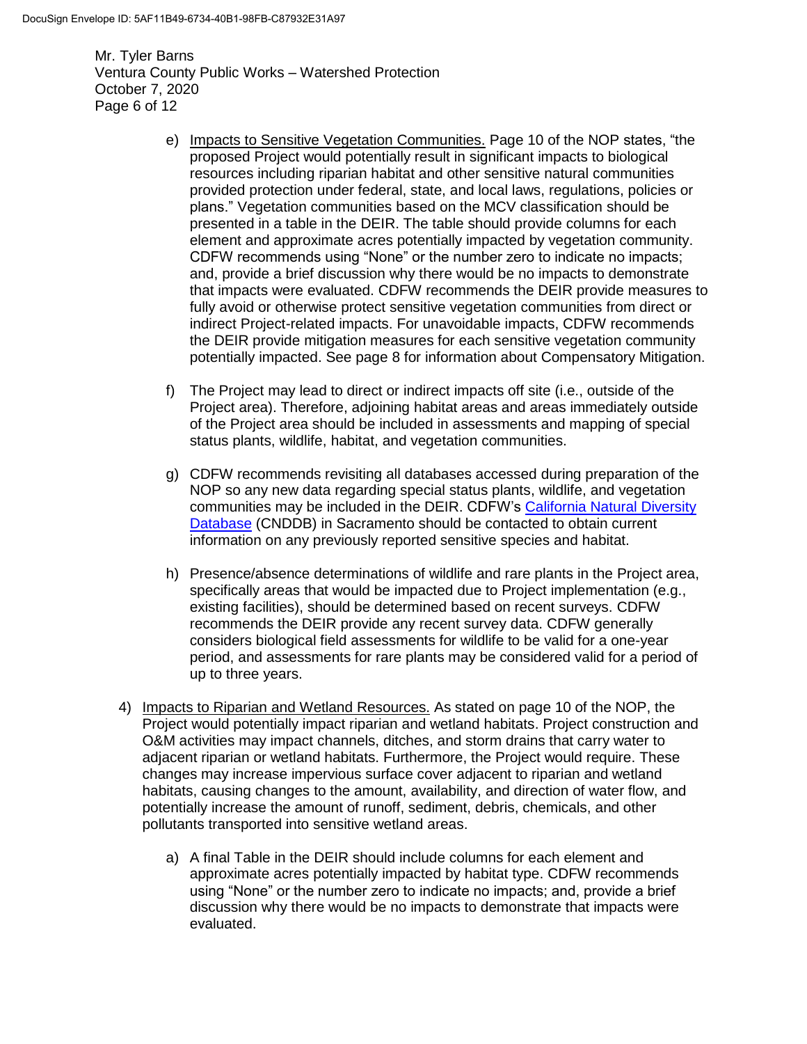e) Impacts to Sensitive Vegetation Communities. Page 10 of the NOP states, "the proposed Project would potentially result in significant impacts to biological resources including riparian habitat and other sensitive natural communities provided protection under federal, state, and local laws, regulations, policies or plans." Vegetation communities based on the MCV classification should be presented in a table in the DEIR. The table should provide columns for each element and approximate acres potentially impacted by vegetation community. CDFW recommends using "None" or the number zero to indicate no impacts; and, provide a brief discussion why there would be no impacts to demonstrate that impacts were evaluated. CDFW recommends the DEIR provide measures to fully avoid or otherwise protect sensitive vegetation communities from direct or indirect Project-related impacts. For unavoidable impacts, CDFW recommends the DEIR provide mitigation measures for each sensitive vegetation community potentially impacted. See page 8 for information about Compensatory Mitigation.

f) The Project may lead to direct or indirect impacts off site (i.e., outside of the Project area). Therefore, adjoining habitat areas and areas immediately outside of the Project area should be included in assessments and mapping of special status plants, wildlife, habitat, and vegetation communities.

g) CDFW recommends revisiting all databases accessed during preparation of the NOP so any new data regarding special status plants, wildlife, and vegetation communities may be included in the DEIR. CDFW's California Natural Diversity Database (CNDDB) in Sacramento should be contacted to obtain current information on any previously reported sensitive species and habitat.

h) Presence/absence determinations of wildlife and rare plants in the Project area, specifically areas that would be impacted due to Project implementation (e.g., existing facilities), should be determined based on recent surveys. CDFW recommends the DEIR provide any recent survey data. CDFW generally considers biological field assessments for wildlife to be valid for a one-year period, and assessments for rare plants may be considered valid for a period of up to three years.

4) Impacts to Riparian and Wetland Resources. As stated on page 10 of the NOP, the Project would potentially impact riparian and wetland habitats. Project construction and O&M activities may impact channels, ditches, and storm drains that carry water to adjacent riparian or wetland habitats. Furthermore, the Project would require. These changes may increase impervious surface cover adjacent to riparian and wetland habitats, causing changes to the amount, availability, and direction of water flow, and potentially increase the amount of runoff, sediment, debris, chemicals, and other pollutants transported into sensitive wetland areas.

   a) A final Table in the DEIR should include columns for each element and approximate acres potentially impacted by habitat type. CDFW recommends using "None" or the number zero to indicate no impacts; and, provide a brief discussion why there would be no impacts to demonstrate that impacts were evaluated.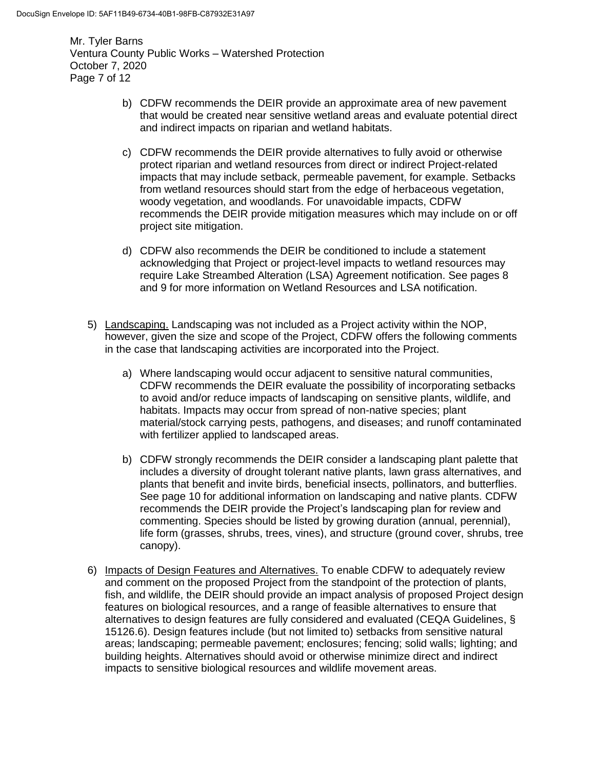b) CDFW recommends the DEIR provide an approximate area of new pavement that would be created near sensitive wetland areas and evaluate potential direct and indirect impacts on riparian and wetland habitats.

c) CDFW recommends the DEIR provide alternatives to fully avoid or otherwise protect riparian and wetland resources from direct or indirect Project-related impacts that may include setback, permeable pavement, for example. Setbacks from wetland resources should start from the edge of herbaceous vegetation, woody vegetation, and woodlands. For unavoidable impacts, CDFW recommends the DEIR provide mitigation measures which may include on or off project site mitigation.

d) CDFW also recommends the DEIR be conditioned to include a statement acknowledging that Project or project-level impacts to wetland resources may require Lake Streambed Alteration (LSA) Agreement notification. See pages 8 and 9 for more information on Wetland Resources and LSA notification.

5) Landscaping. Landscaping was not included as a Project activity within the NOP, however, given the size and scope of the Project, CDFW offers the following comments in the case that landscaping activities are incorporated into the Project.

   a) Where landscaping would occur adjacent to sensitive natural communities, CDFW recommends the DEIR evaluate the possibility of incorporating setbacks to avoid and/or reduce impacts of landscaping on sensitive plants, wildlife, and habitats. Impacts may occur from spread of non-native species; plant material/stock carrying pests, pathogens, and diseases; and runoff contaminated with fertilizer applied to landscaped areas.

   b) CDFW strongly recommends the DEIR consider a landscaping plant palette that includes a diversity of drought tolerant native plants, lawn grass alternatives, and plants that benefit and invite birds, beneficial insects, pollinators, and butterflies. See page 10 for additional information on landscaping and native plants. CDFW recommends the DEIR provide the Project's landscaping plan for review and commenting. Species should be listed by growing duration (annual, perennial), life form (grasses, shrubs, trees, vines), and structure (ground cover, shrubs, tree canopy).

6) Impacts of Design Features and Alternatives. To enable CDFW to adequately review and comment on the proposed Project from the standpoint of the protection of plants, fish, and wildlife, the DEIR should provide an impact analysis of proposed Project design features on biological resources, and a range of feasible alternatives to ensure that alternatives to design features are fully considered and evaluated (CEQA Guidelines, § 15126.6). Design features include (but not limited to) setbacks from sensitive natural areas; landscaping; permeable pavement; enclosures; fencing; solid walls; lighting; and building heights. Alternatives should avoid or otherwise minimize direct and indirect impacts to sensitive biological resources and wildlife movement areas.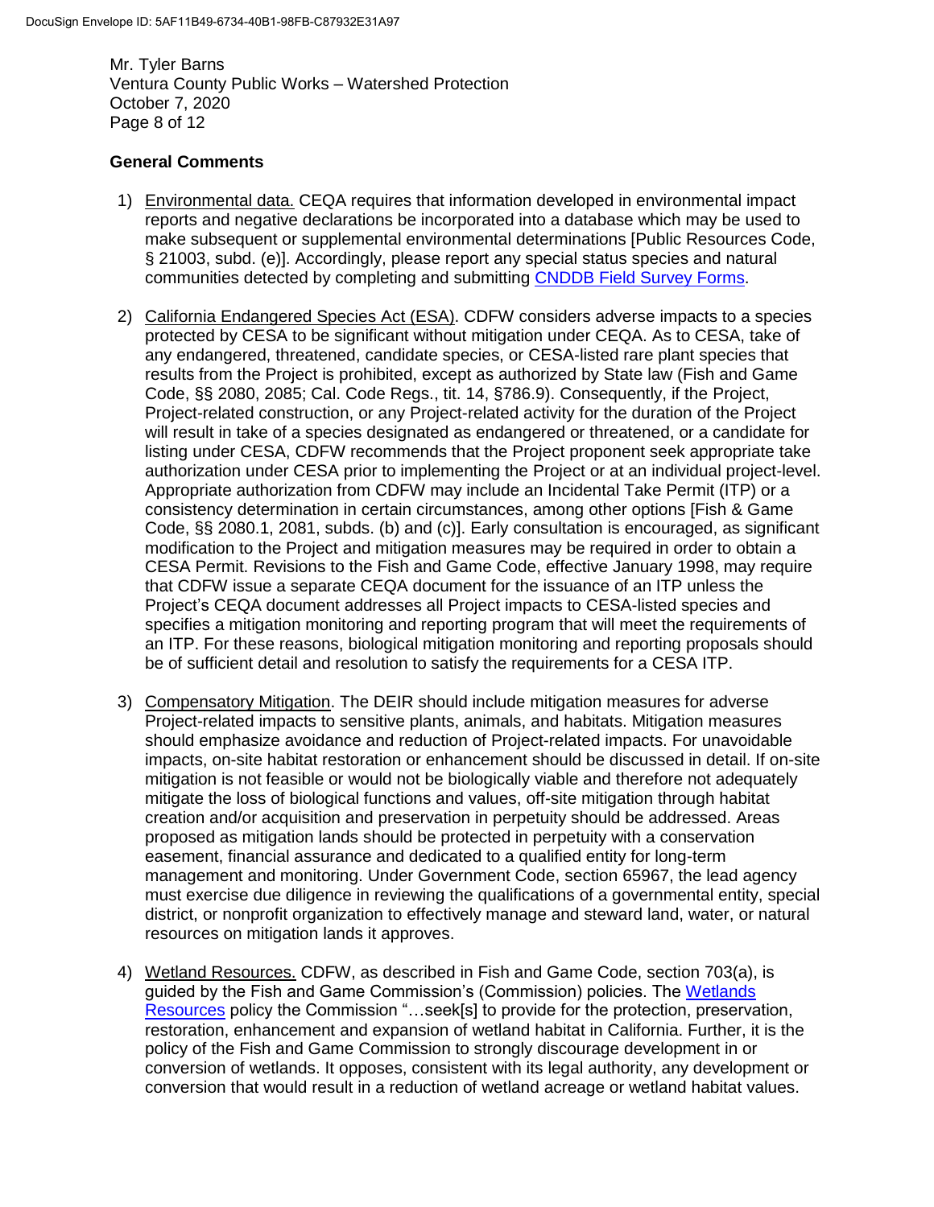## General Comments

1) Environmental data. CEQA requires that information developed in environmental impact reports and negative declarations be incorporated into a database which may be used to make subsequent or supplemental environmental determinations [Public Resources Code, § 21003, subd. (e)]. Accordingly, please report any special status species and natural communities detected by completing and submitting CNDDB Field Survey Forms.

2) California Endangered Species Act (ESA). CDFW considers adverse impacts to a species protected by CESA to be significant without mitigation under CEQA. As to CESA, take of any endangered, threatened, candidate species, or CESA-listed rare plant species that results from the Project is prohibited, except as authorized by State law (Fish and Game Code, §§ 2080, 2085; Cal. Code Regs., tit. 14, §786.9). Consequently, if the Project, Project-related construction, or any Project-related activity for the duration of the Project will result in take of a species designated as endangered or threatened, or a candidate for listing under CESA, CDFW recommends that the Project proponent seek appropriate take authorization under CESA prior to implementing the Project or at an individual project-level. Appropriate authorization from CDFW may include an Incidental Take Permit (ITP) or a consistency determination in certain circumstances, among other options [Fish & Game Code, §§ 2080.1, 2081, subds. (b) and (c)]. Early consultation is encouraged, as significant modification to the Project and mitigation measures may be required in order to obtain a CESA Permit. Revisions to the Fish and Game Code, effective January 1998, may require that CDFW issue a separate CEQA document for the issuance of an ITP unless the Project's CEQA document addresses all Project impacts to CESA-listed species and specifies a mitigation monitoring and reporting program that will meet the requirements of an ITP. For these reasons, biological mitigation monitoring and reporting proposals should be of sufficient detail and resolution to satisfy the requirements for a CESA ITP.

3) Compensatory Mitigation. The DEIR should include mitigation measures for adverse Project-related impacts to sensitive plants, animals, and habitats. Mitigation measures should emphasize avoidance and reduction of Project-related impacts. For unavoidable impacts, on-site habitat restoration or enhancement should be discussed in detail. If on-site mitigation is not feasible or would not be biologically viable and therefore not adequately mitigate the loss of biological functions and values, off-site mitigation through habitat creation and/or acquisition and preservation in perpetuity should be addressed. Areas proposed as mitigation lands should be protected in perpetuity with a conservation easement, financial assurance and dedicated to a qualified entity for long-term management and monitoring. Under Government Code, section 65967, the lead agency must exercise due diligence in reviewing the qualifications of a governmental entity, special district, or nonprofit organization to effectively manage and steward land, water, or natural resources on mitigation lands it approves.

4) Wetland Resources. CDFW, as described in Fish and Game Code, section 703(a), is guided by the Fish and Game Commission's (Commission) policies. The Wetlands Resources policy the Commission "…seek[s] to provide for the protection, preservation, restoration, enhancement and expansion of wetland habitat in California. Further, it is the policy of the Fish and Game Commission to strongly discourage development in or conversion of wetlands. It opposes, consistent with its legal authority, any development or conversion that would result in a reduction of wetland acreage or wetland habitat values.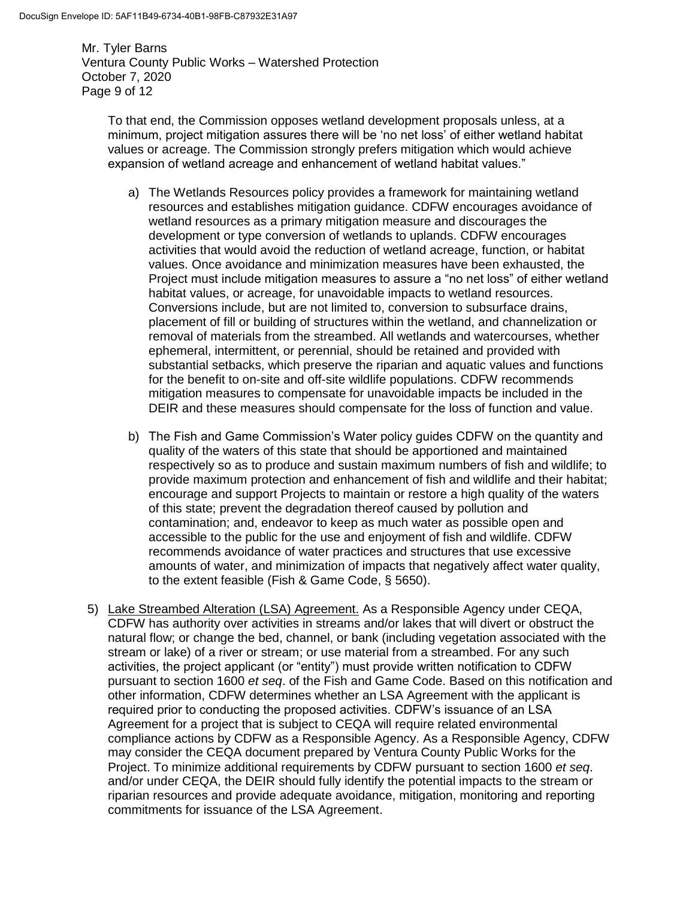To that end, the Commission opposes wetland development proposals unless, at a minimum, project mitigation assures there will be 'no net loss' of either wetland habitat values or acreage. The Commission strongly prefers mitigation which would achieve expansion of wetland acreage and enhancement of wetland habitat values."

a) The Wetlands Resources policy provides a framework for maintaining wetland resources and establishes mitigation guidance. CDFW encourages avoidance of wetland resources as a primary mitigation measure and discourages the development or type conversion of wetlands to uplands. CDFW encourages activities that would avoid the reduction of wetland acreage, function, or habitat values. Once avoidance and minimization measures have been exhausted, the Project must include mitigation measures to assure a "no net loss" of either wetland habitat values, or acreage, for unavoidable impacts to wetland resources. Conversions include, but are not limited to, conversion to subsurface drains, placement of fill or building of structures within the wetland, and channelization or removal of materials from the streambed. All wetlands and watercourses, whether ephemeral, intermittent, or perennial, should be retained and provided with substantial setbacks, which preserve the riparian and aquatic values and functions for the benefit to on-site and off-site wildlife populations. CDFW recommends mitigation measures to compensate for unavoidable impacts be included in the DEIR and these measures should compensate for the loss of function and value.

b) The Fish and Game Commission's Water policy guides CDFW on the quantity and quality of the waters of this state that should be apportioned and maintained respectively so as to produce and sustain maximum numbers of fish and wildlife; to provide maximum protection and enhancement of fish and wildlife and their habitat; encourage and support Projects to maintain or restore a high quality of the waters of this state; prevent the degradation thereof caused by pollution and contamination; and, endeavor to keep as much water as possible open and accessible to the public for the use and enjoyment of fish and wildlife. CDFW recommends avoidance of water practices and structures that use excessive amounts of water, and minimization of impacts that negatively affect water quality, to the extent feasible (Fish & Game Code, § 5650).

5) Lake Streambed Alteration (LSA) Agreement. As a Responsible Agency under CEQA, CDFW has authority over activities in streams and/or lakes that will divert or obstruct the natural flow; or change the bed, channel, or bank (including vegetation associated with the stream or lake) of a river or stream; or use material from a streambed. For any such activities, the project applicant (or "entity") must provide written notification to CDFW pursuant to section 1600 *et seq*. of the Fish and Game Code. Based on this notification and other information, CDFW determines whether an LSA Agreement with the applicant is required prior to conducting the proposed activities. CDFW's issuance of an LSA Agreement for a project that is subject to CEQA will require related environmental compliance actions by CDFW as a Responsible Agency. As a Responsible Agency, CDFW may consider the CEQA document prepared by Ventura County Public Works for the Project. To minimize additional requirements by CDFW pursuant to section 1600 *et seq*. and/or under CEQA, the DEIR should fully identify the potential impacts to the stream or riparian resources and provide adequate avoidance, mitigation, monitoring and reporting commitments for issuance of the LSA Agreement.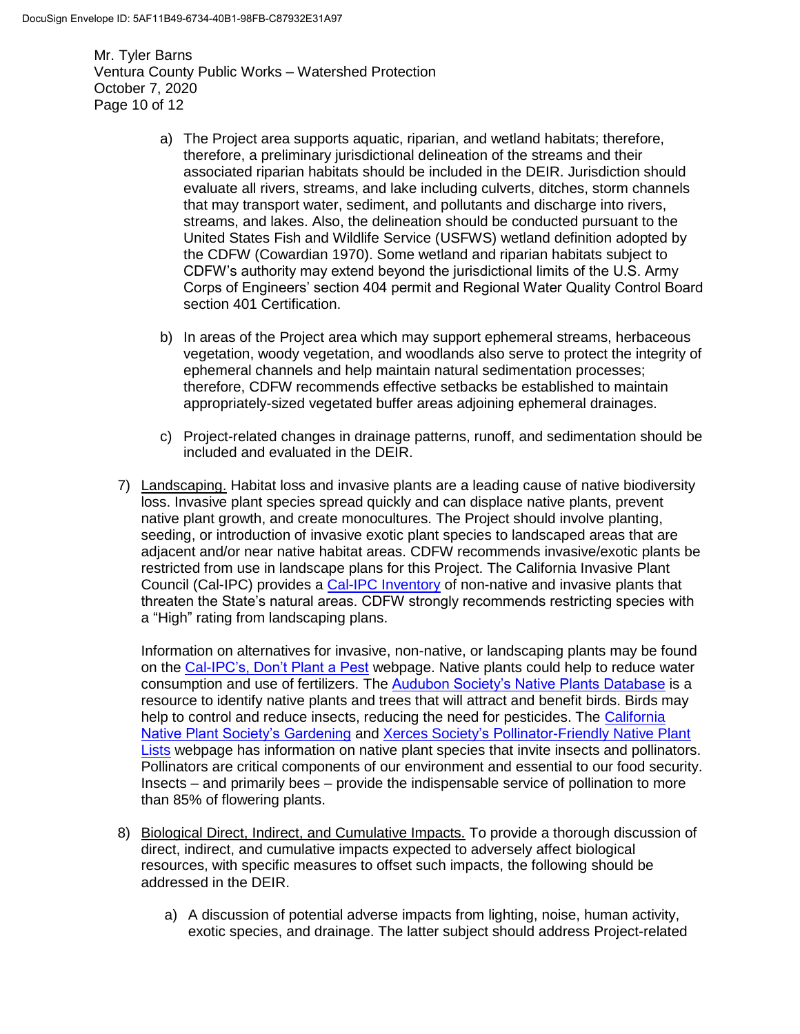a) The Project area supports aquatic, riparian, and wetland habitats; therefore, therefore, a preliminary jurisdictional delineation of the streams and their associated riparian habitats should be included in the DEIR. Jurisdiction should evaluate all rivers, streams, and lake including culverts, ditches, storm channels that may transport water, sediment, and pollutants and discharge into rivers, streams, and lakes. Also, the delineation should be conducted pursuant to the United States Fish and Wildlife Service (USFWS) wetland definition adopted by the CDFW (Cowardian 1970). Some wetland and riparian habitats subject to CDFW's authority may extend beyond the jurisdictional limits of the U.S. Army Corps of Engineers' section 404 permit and Regional Water Quality Control Board section 401 Certification.

b) In areas of the Project area which may support ephemeral streams, herbaceous vegetation, woody vegetation, and woodlands also serve to protect the integrity of ephemeral channels and help maintain natural sedimentation processes; therefore, CDFW recommends effective setbacks be established to maintain appropriately-sized vegetated buffer areas adjoining ephemeral drainages.

c) Project-related changes in drainage patterns, runoff, and sedimentation should be included and evaluated in the DEIR.

7) Landscaping. Habitat loss and invasive plants are a leading cause of native biodiversity loss. Invasive plant species spread quickly and can displace native plants, prevent native plant growth, and create monocultures. The Project should involve planting, seeding, or introduction of invasive exotic plant species to landscaped areas that are adjacent and/or near native habitat areas. CDFW recommends invasive/exotic plants be restricted from use in landscape plans for this Project. The California Invasive Plant Council (Cal-IPC) provides a Cal-IPC Inventory of non-native and invasive plants that threaten the State's natural areas. CDFW strongly recommends restricting species with a "High" rating from landscaping plans.

   Information on alternatives for invasive, non-native, or landscaping plants may be found on the Cal-IPC's, Don't Plant a Pest webpage. Native plants could help to reduce water consumption and use of fertilizers. The Audubon Society's Native Plants Database is a resource to identify native plants and trees that will attract and benefit birds. Birds may help to control and reduce insects, reducing the need for pesticides. The California Native Plant Society's Gardening and Xerces Society's Pollinator-Friendly Native Plant Lists webpage has information on native plant species that invite insects and pollinators. Pollinators are critical components of our environment and essential to our food security. Insects – and primarily bees – provide the indispensable service of pollination to more than 85% of flowering plants.

8) Biological Direct, Indirect, and Cumulative Impacts. To provide a thorough discussion of direct, indirect, and cumulative impacts expected to adversely affect biological resources, with specific measures to offset such impacts, the following should be addressed in the DEIR.

   a) A discussion of potential adverse impacts from lighting, noise, human activity, exotic species, and drainage. The latter subject should address Project-related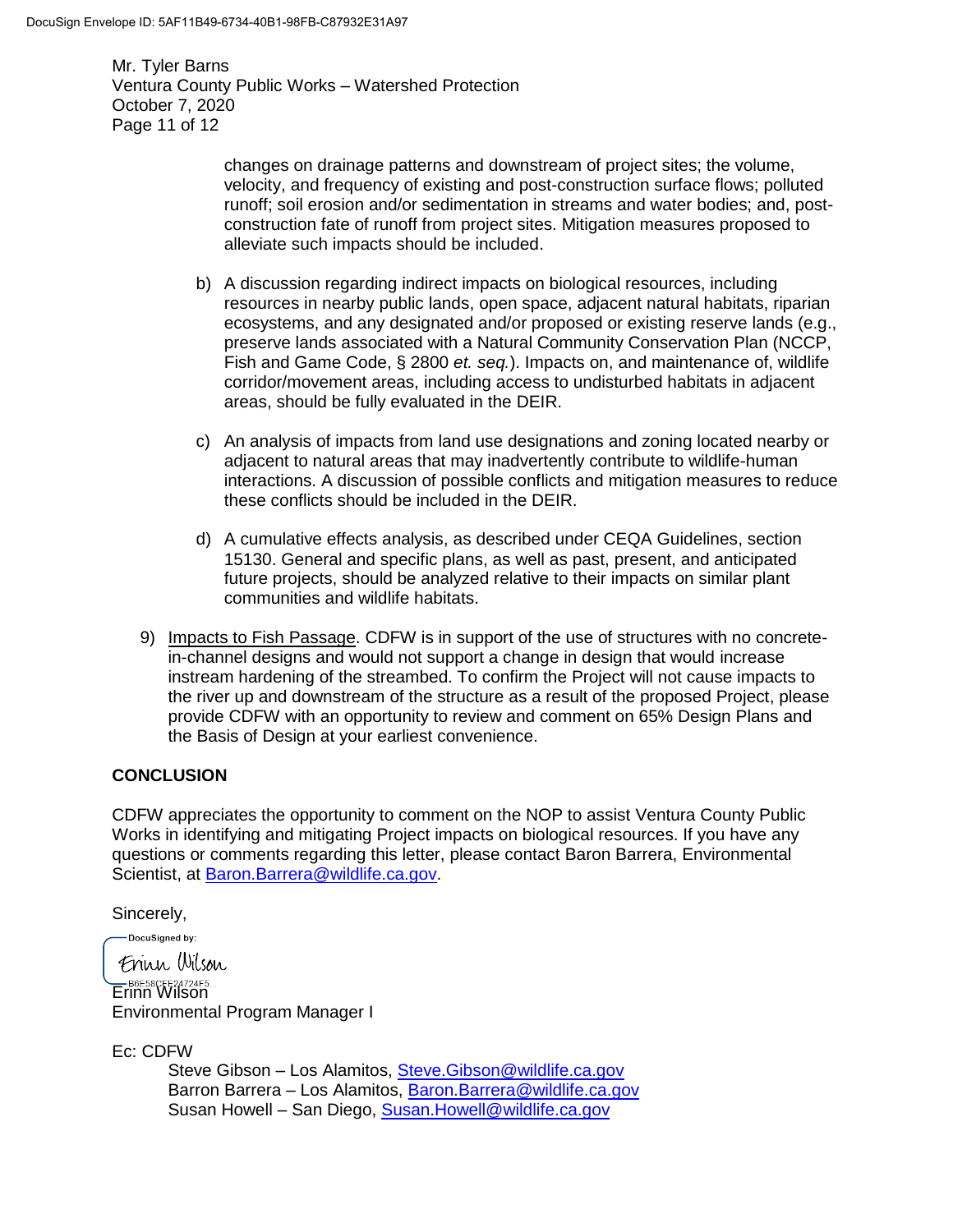changes on drainage patterns and downstream of project sites; the volume, velocity, and frequency of existing and post-construction surface flows; polluted runoff; soil erosion and/or sedimentation in streams and water bodies; and, post-construction fate of runoff from project sites. Mitigation measures proposed to alleviate such impacts should be included.

b) A discussion regarding indirect impacts on biological resources, including resources in nearby public lands, open space, adjacent natural habitats, riparian ecosystems, and any designated and/or proposed or existing reserve lands (e.g., preserve lands associated with a Natural Community Conservation Plan (NCCP, Fish and Game Code, § 2800 *et. seq.*). Impacts on, and maintenance of, wildlife corridor/movement areas, including access to undisturbed habitats in adjacent areas, should be fully evaluated in the DEIR.

c) An analysis of impacts from land use designations and zoning located nearby or adjacent to natural areas that may inadvertently contribute to wildlife-human interactions. A discussion of possible conflicts and mitigation measures to reduce these conflicts should be included in the DEIR.

d) A cumulative effects analysis, as described under CEQA Guidelines, section 15130. General and specific plans, as well as past, present, and anticipated future projects, should be analyzed relative to their impacts on similar plant communities and wildlife habitats.

9) Impacts to Fish Passage. CDFW is in support of the use of structures with no concrete-in-channel designs and would not support a change in design that would increase instream hardening of the streambed. To confirm the Project will not cause impacts to the river up and downstream of the structure as a result of the proposed Project, please provide CDFW with an opportunity to review and comment on 65% Design Plans and the Basis of Design at your earliest convenience.

**CONCLUSION**

CDFW appreciates the opportunity to comment on the NOP to assist Ventura County Public Works in identifying and mitigating Project impacts on biological resources. If you have any questions or comments regarding this letter, please contact Baron Barrera, Environmental Scientist, at Baron.Barrera@wildlife.ca.gov.

Sincerely,

DocuSigned by:
Erinn Wilson
B6E58CFE24724F5...

Erinn Wilson
Environmental Program Manager I

Ec: CDFW
Steve Gibson – Los Alamitos, Steve.Gibson@wildlife.ca.gov
Barron Barrera – Los Alamitos, Baron.Barrera@wildlife.ca.gov
Susan Howell – San Diego, Susan.Howell@wildlife.ca.gov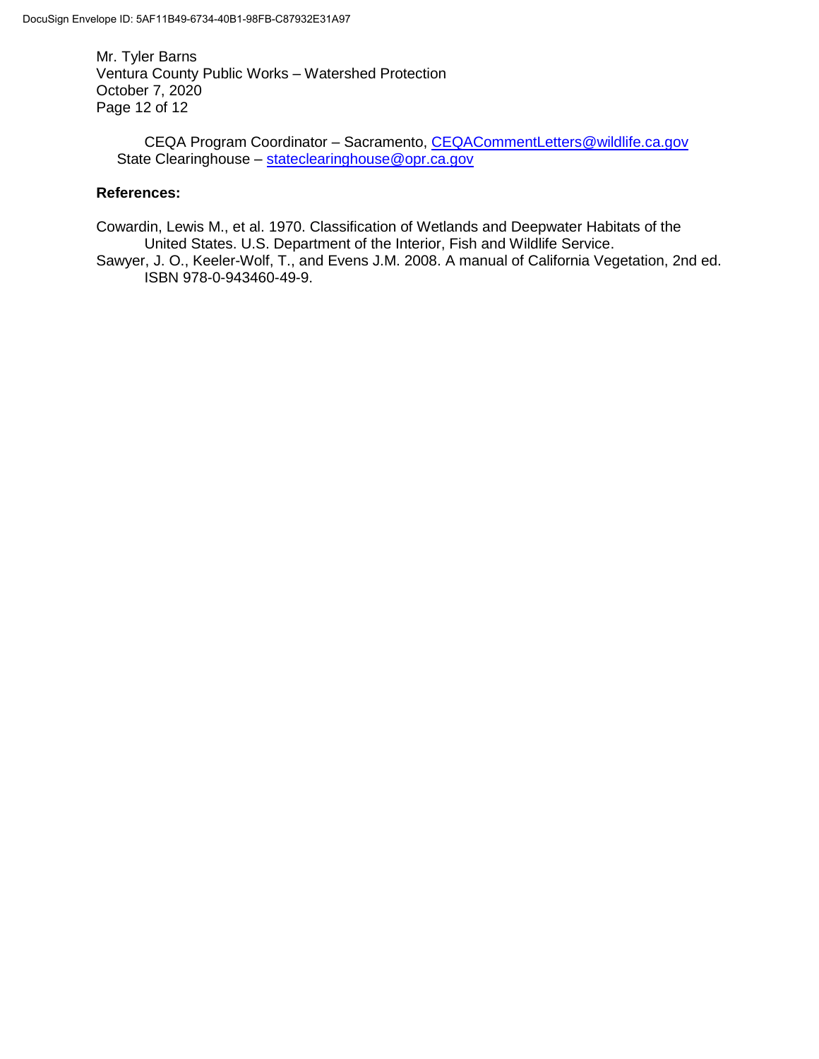CEQA Program Coordinator – Sacramento, CEQACommentLetters@wildlife.ca.gov
State Clearinghouse – stateclearinghouse@opr.ca.gov

**References:**

Cowardin, Lewis M., et al. 1970. Classification of Wetlands and Deepwater Habitats of the United States. U.S. Department of the Interior, Fish and Wildlife Service.

Sawyer, J. O., Keeler-Wolf, T., and Evens J.M. 2008. A manual of California Vegetation, 2nd ed. ISBN 978-0-943460-49-9.